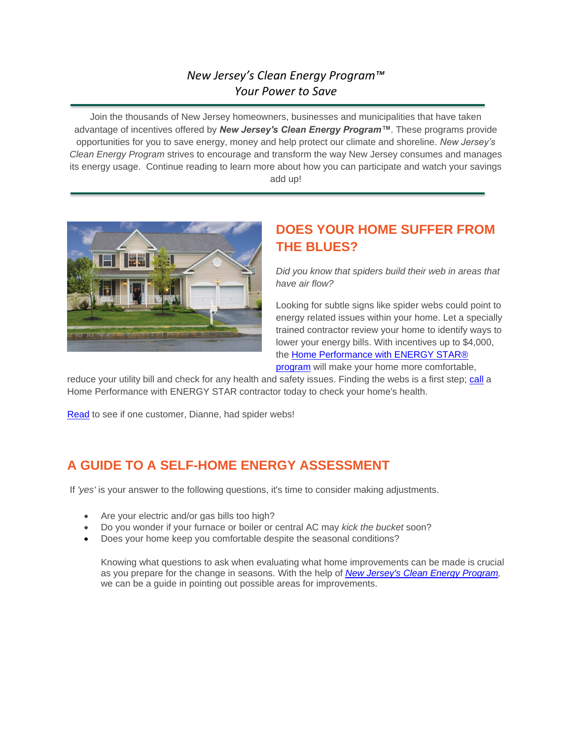*New Jersey's Clean Energy Program™*
*Your Power to Save*

Join the thousands of New Jersey homeowners, businesses and municipalities that have taken advantage of incentives offered by ***New Jersey's Clean Energy Program™***. These programs provide opportunities for you to save energy, money and help protect our climate and shoreline. *New Jersey's Clean Energy Program* strives to encourage and transform the way New Jersey consumes and manages its energy usage. Continue reading to learn more about how you can participate and watch your savings add up!

## DOES YOUR HOME SUFFER FROM THE BLUES?

*Did you know that spiders build their web in areas that have air flow?*

Looking for subtle signs like spider webs could point to energy related issues within your home. Let a specially trained contractor review your home to identify ways to lower your energy bills. With incentives up to $4,000, the Home Performance with ENERGY STAR® program will make your home more comfortable, reduce your utility bill and check for any health and safety issues. Finding the webs is a first step; call a Home Performance with ENERGY STAR contractor today to check your home's health.

Read to see if one customer, Dianne, had spider webs!

## A GUIDE TO A SELF-HOME ENERGY ASSESSMENT

If *'yes'* is your answer to the following questions, it's time to consider making adjustments.

- Are your electric and/or gas bills too high?
- Do you wonder if your furnace or boiler or central AC may *kick the bucket* soon?
- Does your home keep you comfortable despite the seasonal conditions?

Knowing what questions to ask when evaluating what home improvements can be made is crucial as you prepare for the change in seasons. With the help of *New Jersey's Clean Energy Program*, we can be a guide in pointing out possible areas for improvements.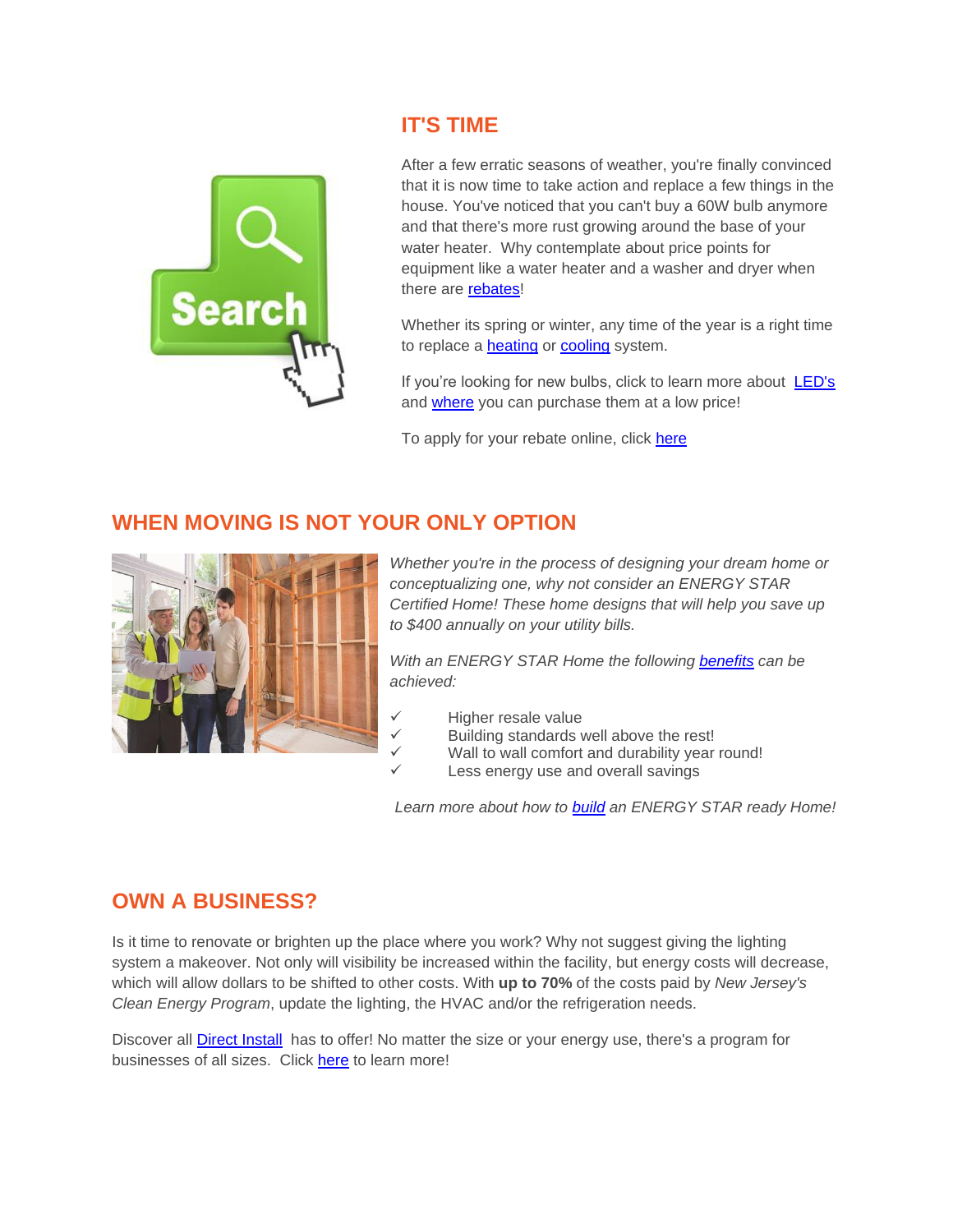## IT'S TIME

After a few erratic seasons of weather, you're finally convinced that it is now time to take action and replace a few things in the house. You've noticed that you can't buy a 60W bulb anymore and that there's more rust growing around the base of your water heater. Why contemplate about price points for equipment like a water heater and a washer and dryer when there are rebates!

Whether its spring or winter, any time of the year is a right time to replace a heating or cooling system.

If you're looking for new bulbs, click to learn more about LED's and where you can purchase them at a low price!

To apply for your rebate online, click here

## WHEN MOVING IS NOT YOUR ONLY OPTION

*Whether you're in the process of designing your dream home or conceptualizing one, why not consider an ENERGY STAR Certified Home! These home designs that will help you save up to $400 annually on your utility bills.*

*With an ENERGY STAR Home the following benefits can be achieved:*

- ✓ Higher resale value
- ✓ Building standards well above the rest!
- ✓ Wall to wall comfort and durability year round!
- ✓ Less energy use and overall savings

*Learn more about how to build an ENERGY STAR ready Home!*

## OWN A BUSINESS?

Is it time to renovate or brighten up the place where you work? Why not suggest giving the lighting system a makeover. Not only will visibility be increased within the facility, but energy costs will decrease, which will allow dollars to be shifted to other costs. With **up to 70%** of the costs paid by *New Jersey's Clean Energy Program*, update the lighting, the HVAC and/or the refrigeration needs.

Discover all Direct Install has to offer! No matter the size or your energy use, there's a program for businesses of all sizes. Click here to learn more!